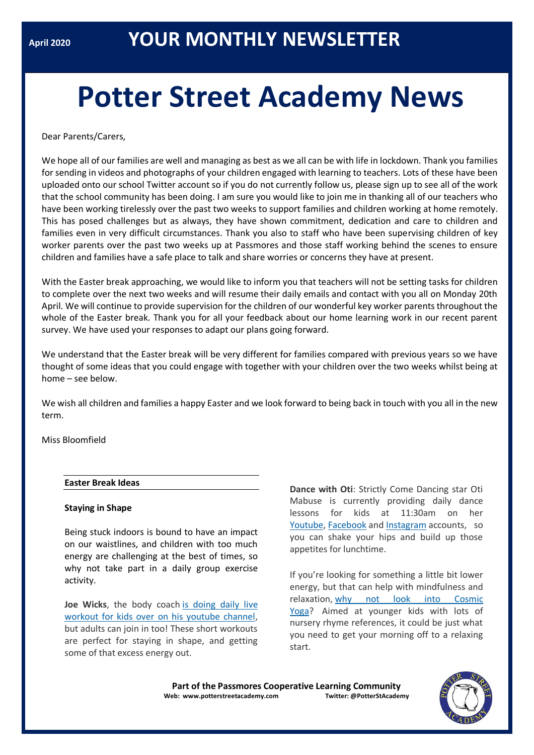April 2020

# YOUR MONTHLY NEWSLETTER

# Potter Street Academy News

Dear Parents/Carers,

We hope all of our families are well and managing as best as we all can be with life in lockdown. Thank you families for sending in videos and photographs of your children engaged with learning to teachers. Lots of these have been uploaded onto our school Twitter account so if you do not currently follow us, please sign up to see all of the work that the school community has been doing. I am sure you would like to join me in thanking all of our teachers who have been working tirelessly over the past two weeks to support families and children working at home remotely. This has posed challenges but as always, they have shown commitment, dedication and care to children and families even in very difficult circumstances. Thank you also to staff who have been supervising children of key worker parents over the past two weeks up at Passmores and those staff working behind the scenes to ensure children and families have a safe place to talk and share worries or concerns they have at present.

With the Easter break approaching, we would like to inform you that teachers will not be setting tasks for children to complete over the next two weeks and will resume their daily emails and contact with you all on Monday 20th April. We will continue to provide supervision for the children of our wonderful key worker parents throughout the whole of the Easter break. Thank you for all your feedback about our home learning work in our recent parent survey. We have used your responses to adapt our plans going forward.

We understand that the Easter break will be very different for families compared with previous years so we have thought of some ideas that you could engage with together with your children over the two weeks whilst being at home – see below.

We wish all children and families a happy Easter and we look forward to being back in touch with you all in the new term.

Miss Bloomfield

## Easter Break Ideas

### Staying in Shape

Being stuck indoors is bound to have an impact on our waistlines, and children with too much energy are challenging at the best of times, so why not take part in a daily group exercise activity.

**Joe Wicks**, the body coach is doing daily live workout for kids over on his youtube channel, but adults can join in too! These short workouts are perfect for staying in shape, and getting some of that excess energy out.

**Dance with Oti**: Strictly Come Dancing star Oti Mabuse is currently providing daily dance lessons for kids at 11:30am on her Youtube, Facebook and Instagram accounts, so you can shake your hips and build up those appetites for lunchtime.

If you're looking for something a little bit lower energy, but that can help with mindfulness and relaxation, why not look into Cosmic Yoga? Aimed at younger kids with lots of nursery rhyme references, it could be just what you need to get your morning off to a relaxing start.

**Part of the Passmores Cooperative Learning Community**
**Web: www.potterstreetacademy.com** **Twitter: @PotterStAcademy**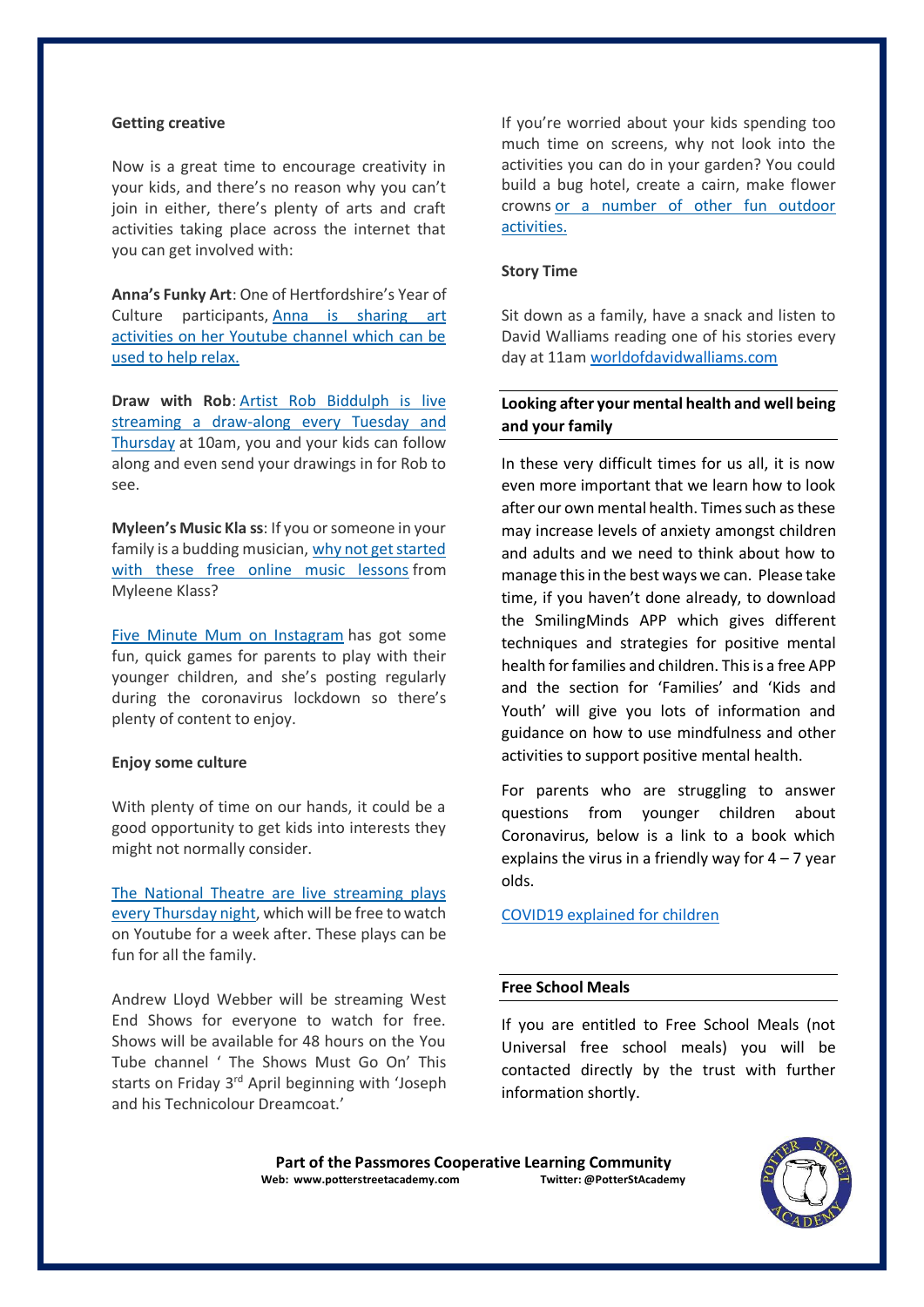**Getting creative**

Now is a great time to encourage creativity in your kids, and there's no reason why you can't join in either, there's plenty of arts and craft activities taking place across the internet that you can get involved with:

**Anna's Funky Art**: One of Hertfordshire's Year of Culture participants, Anna is sharing art activities on her Youtube channel which can be used to help relax.

**Draw with Rob**: Artist Rob Biddulph is live streaming a draw-along every Tuesday and Thursday at 10am, you and your kids can follow along and even send your drawings in for Rob to see.

**Myleen's Music Kla ss**: If you or someone in your family is a budding musician, why not get started with these free online music lessons from Myleene Klass?

Five Minute Mum on Instagram has got some fun, quick games for parents to play with their younger children, and she's posting regularly during the coronavirus lockdown so there's plenty of content to enjoy.

**Enjoy some culture**

With plenty of time on our hands, it could be a good opportunity to get kids into interests they might not normally consider.

The National Theatre are live streaming plays every Thursday night, which will be free to watch on Youtube for a week after. These plays can be fun for all the family.

Andrew Lloyd Webber will be streaming West End Shows for everyone to watch for free. Shows will be available for 48 hours on the You Tube channel ' The Shows Must Go On' This starts on Friday 3rd April beginning with 'Joseph and his Technicolour Dreamcoat.'

If you're worried about your kids spending too much time on screens, why not look into the activities you can do in your garden? You could build a bug hotel, create a cairn, make flower crowns or a number of other fun outdoor activities.

**Story Time**

Sit down as a family, have a snack and listen to David Walliams reading one of his stories every day at 11am worldofdavidwalliams.com

**Looking after your mental health and well being and your family**

In these very difficult times for us all, it is now even more important that we learn how to look after our own mental health. Times such as these may increase levels of anxiety amongst children and adults and we need to think about how to manage this in the best ways we can. Please take time, if you haven't done already, to download the SmilingMinds APP which gives different techniques and strategies for positive mental health for families and children. This is a free APP and the section for 'Families' and 'Kids and Youth' will give you lots of information and guidance on how to use mindfulness and other activities to support positive mental health.

For parents who are struggling to answer questions from younger children about Coronavirus, below is a link to a book which explains the virus in a friendly way for 4 – 7 year olds.

COVID19 explained for children

**Free School Meals**

If you are entitled to Free School Meals (not Universal free school meals) you will be contacted directly by the trust with further information shortly.

**Part of the Passmores Cooperative Learning Community**
**Web: www.potterstreetacademy.com** **Twitter: @PotterStAcademy**